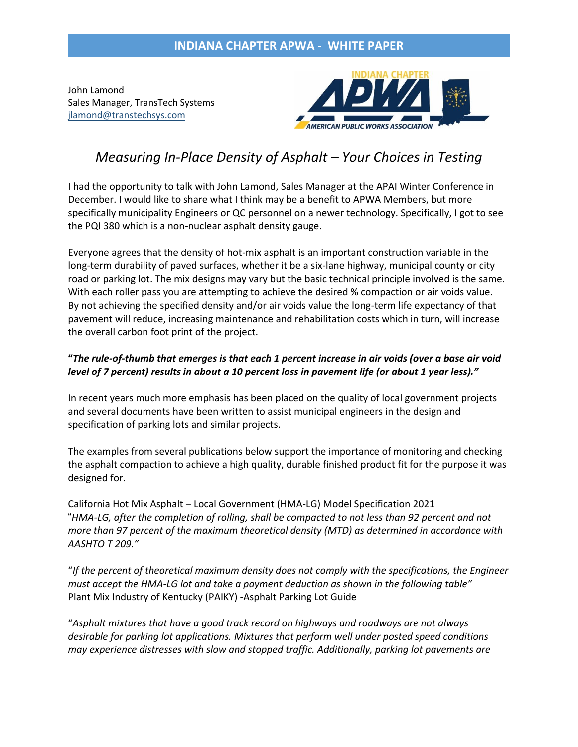INDIANA CHAPTER APWA - WHITE PAPER

John Lamond
Sales Manager, TransTech Systems
jlamond@transtechsys.com

# *Measuring In-Place Density of Asphalt – Your Choices in Testing*

I had the opportunity to talk with John Lamond, Sales Manager at the APAI Winter Conference in December. I would like to share what I think may be a benefit to APWA Members, but more specifically municipality Engineers or QC personnel on a newer technology. Specifically, I got to see the PQI 380 which is a non-nuclear asphalt density gauge.

Everyone agrees that the density of hot-mix asphalt is an important construction variable in the long-term durability of paved surfaces, whether it be a six-lane highway, municipal county or city road or parking lot. The mix designs may vary but the basic technical principle involved is the same. With each roller pass you are attempting to achieve the desired % compaction or air voids value. By not achieving the specified density and/or air voids value the long-term life expectancy of that pavement will reduce, increasing maintenance and rehabilitation costs which in turn, will increase the overall carbon foot print of the project.

***"The rule-of-thumb that emerges is that each 1 percent increase in air voids (over a base air void level of 7 percent) results in about a 10 percent loss in pavement life (or about 1 year less)."***

In recent years much more emphasis has been placed on the quality of local government projects and several documents have been written to assist municipal engineers in the design and specification of parking lots and similar projects.

The examples from several publications below support the importance of monitoring and checking the asphalt compaction to achieve a high quality, durable finished product fit for the purpose it was designed for.

California Hot Mix Asphalt – Local Government (HMA-LG) Model Specification 2021
"*HMA-LG, after the completion of rolling, shall be compacted to not less than 92 percent and not more than 97 percent of the maximum theoretical density (MTD) as determined in accordance with AASHTO T 209."*

"*If the percent of theoretical maximum density does not comply with the specifications, the Engineer must accept the HMA-LG lot and take a payment deduction as shown in the following table"*
Plant Mix Industry of Kentucky (PAIKY) -Asphalt Parking Lot Guide

"*Asphalt mixtures that have a good track record on highways and roadways are not always desirable for parking lot applications. Mixtures that perform well under posted speed conditions may experience distresses with slow and stopped traffic. Additionally, parking lot pavements are*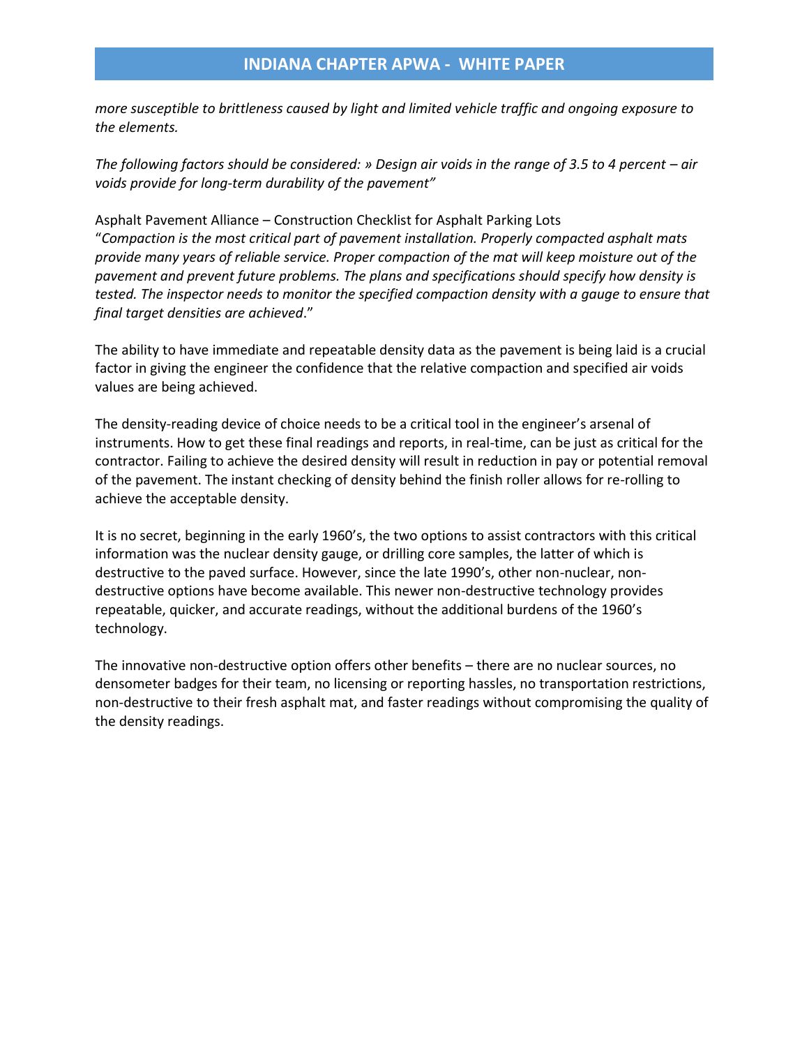*more susceptible to brittleness caused by light and limited vehicle traffic and ongoing exposure to the elements.*

*The following factors should be considered: » Design air voids in the range of 3.5 to 4 percent – air voids provide for long-term durability of the pavement"*

Asphalt Pavement Alliance – Construction Checklist for Asphalt Parking Lots
"*Compaction is the most critical part of pavement installation. Properly compacted asphalt mats provide many years of reliable service. Proper compaction of the mat will keep moisture out of the pavement and prevent future problems. The plans and specifications should specify how density is tested. The inspector needs to monitor the specified compaction density with a gauge to ensure that final target densities are achieved*."

The ability to have immediate and repeatable density data as the pavement is being laid is a crucial factor in giving the engineer the confidence that the relative compaction and specified air voids values are being achieved.

The density-reading device of choice needs to be a critical tool in the engineer's arsenal of instruments. How to get these final readings and reports, in real-time, can be just as critical for the contractor. Failing to achieve the desired density will result in reduction in pay or potential removal of the pavement. The instant checking of density behind the finish roller allows for re-rolling to achieve the acceptable density.

It is no secret, beginning in the early 1960's, the two options to assist contractors with this critical information was the nuclear density gauge, or drilling core samples, the latter of which is destructive to the paved surface. However, since the late 1990's, other non-nuclear, non-destructive options have become available. This newer non-destructive technology provides repeatable, quicker, and accurate readings, without the additional burdens of the 1960's technology.

The innovative non-destructive option offers other benefits – there are no nuclear sources, no densometer badges for their team, no licensing or reporting hassles, no transportation restrictions, non-destructive to their fresh asphalt mat, and faster readings without compromising the quality of the density readings.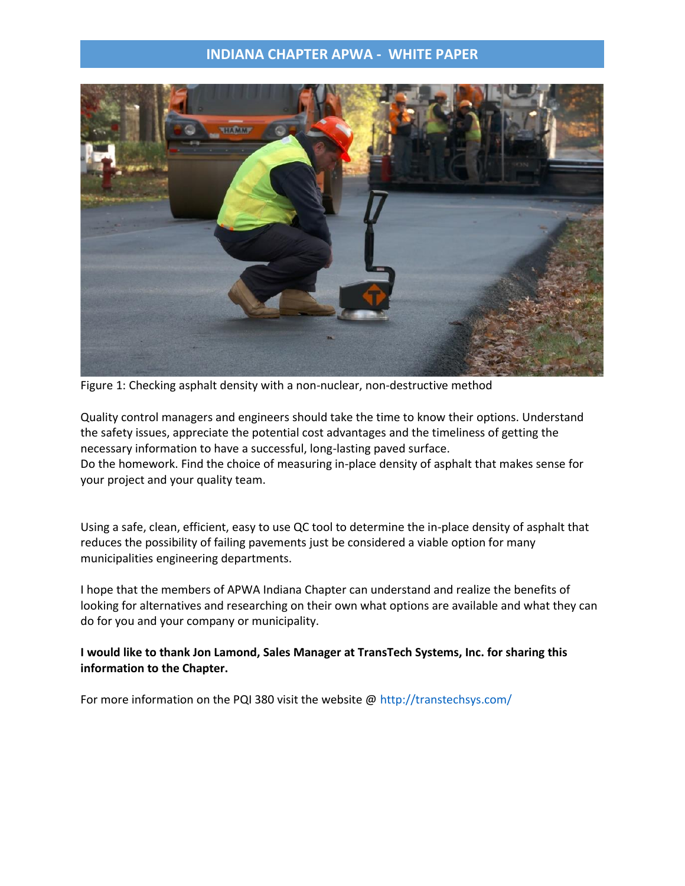Figure 1: Checking asphalt density with a non-nuclear, non-destructive method

Quality control managers and engineers should take the time to know their options. Understand the safety issues, appreciate the potential cost advantages and the timeliness of getting the necessary information to have a successful, long-lasting paved surface.
Do the homework. Find the choice of measuring in-place density of asphalt that makes sense for your project and your quality team.

Using a safe, clean, efficient, easy to use QC tool to determine the in-place density of asphalt that reduces the possibility of failing pavements just be considered a viable option for many municipalities engineering departments.

I hope that the members of APWA Indiana Chapter can understand and realize the benefits of looking for alternatives and researching on their own what options are available and what they can do for you and your company or municipality.

**I would like to thank Jon Lamond, Sales Manager at TransTech Systems, Inc. for sharing this information to the Chapter.**

For more information on the PQI 380 visit the website @ http://transtechsys.com/